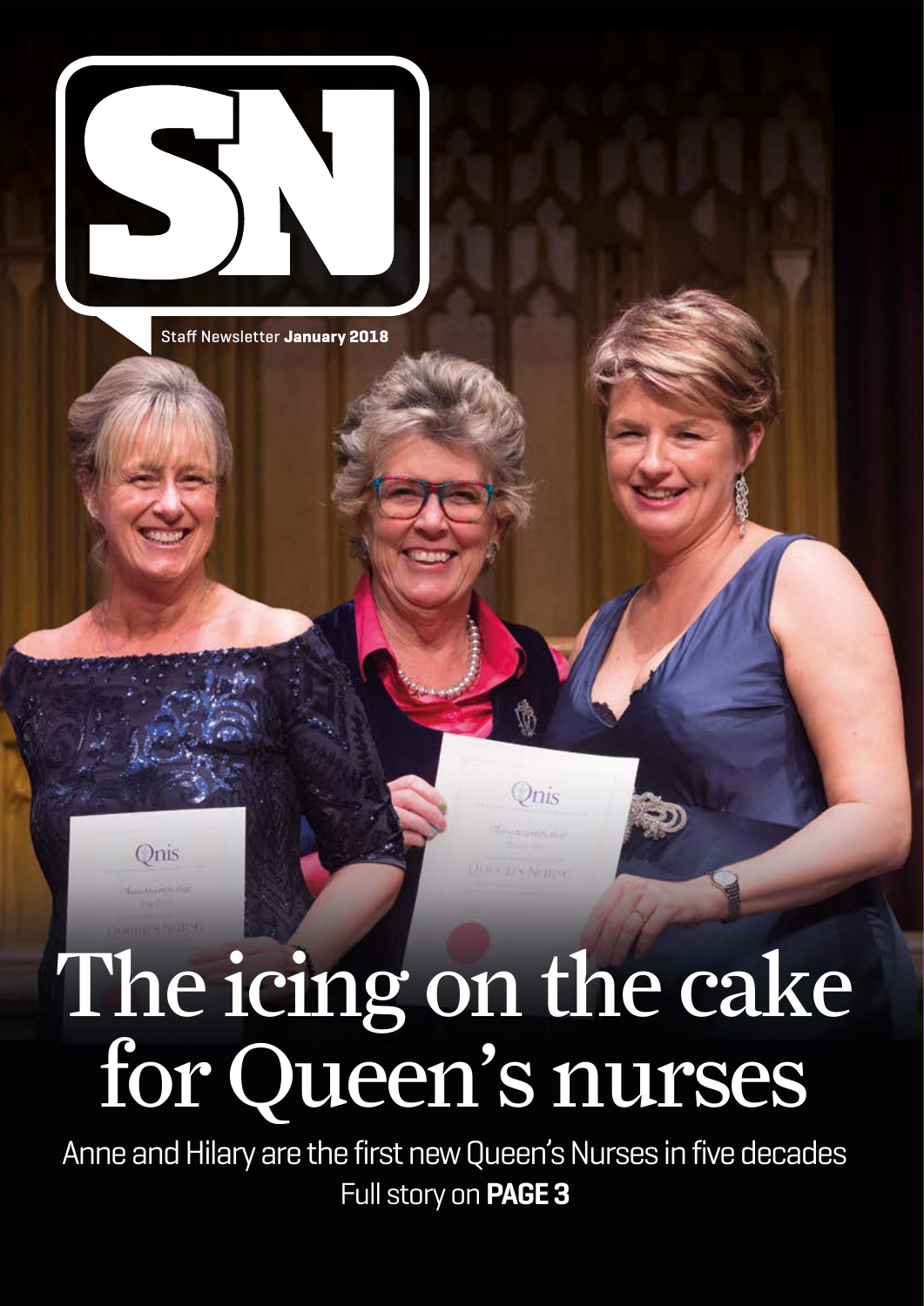# SN

Staff Newsletter **January 2018**

# The icing on the cake for Queen's nurses

Anne and Hilary are the first new Queen's Nurses in five decades

Full story on **PAGE 3**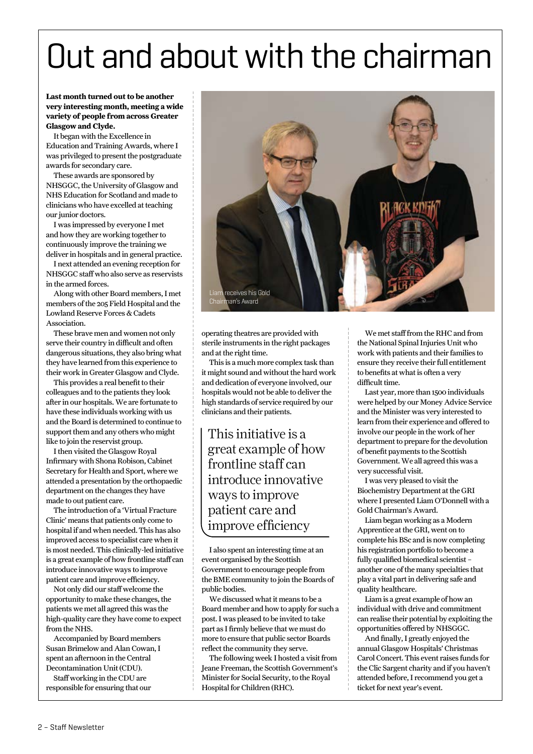# Out and about with the chairman

**Last month turned out to be another very interesting month, meeting a wide variety of people from across Greater Glasgow and Clyde.**

It began with the Excellence in Education and Training Awards, where I was privileged to present the postgraduate awards for secondary care.

These awards are sponsored by NHSGGC, the University of Glasgow and NHS Education for Scotland and made to clinicians who have excelled at teaching our junior doctors.

I was impressed by everyone I met and how they are working together to continuously improve the training we deliver in hospitals and in general practice.

I next attended an evening reception for NHSGGC staff who also serve as reservists in the armed forces.

Along with other Board members, I met members of the 205 Field Hospital and the Lowland Reserve Forces & Cadets Association.

These brave men and women not only serve their country in difficult and often dangerous situations, they also bring what they have learned from this experience to their work in Greater Glasgow and Clyde.

This provides a real benefit to their colleagues and to the patients they look after in our hospitals. We are fortunate to have these individuals working with us and the Board is determined to continue to support them and any others who might like to join the reservist group.

I then visited the Glasgow Royal Infirmary with Shona Robison, Cabinet Secretary for Health and Sport, where we attended a presentation by the orthopaedic department on the changes they have made to out patient care.

The introduction of a 'Virtual Fracture Clinic' means that patients only come to hospital if and when needed. This has also improved access to specialist care when it is most needed. This clinically-led initiative is a great example of how frontline staff can introduce innovative ways to improve patient care and improve efficiency.

Not only did our staff welcome the opportunity to make these changes, the patients we met all agreed this was the high-quality care they have come to expect from the NHS.

Accompanied by Board members Susan Brimelow and Alan Cowan, I spent an afternoon in the Central Decontamination Unit (CDU).

Staff working in the CDU are responsible for ensuring that our operating theatres are provided with sterile instruments in the right packages and at the right time.

This is a much more complex task than it might sound and without the hard work and dedication of everyone involved, our hospitals would not be able to deliver the high standards of service required by our clinicians and their patients.

> This initiative is a great example of how frontline staff can introduce innovative ways to improve patient care and improve efficiency

I also spent an interesting time at an event organised by the Scottish Government to encourage people from the BME community to join the Boards of public bodies.

We discussed what it means to be a Board member and how to apply for such a post. I was pleased to be invited to take part as I firmly believe that we must do more to ensure that public sector Boards reflect the community they serve.

The following week I hosted a visit from Jeane Freeman, the Scottish Government's Minister for Social Security, to the Royal Hospital for Children (RHC).

We met staff from the RHC and from the National Spinal Injuries Unit who work with patients and their families to ensure they receive their full entitlement to benefits at what is often a very difficult time.

Last year, more than 1500 individuals were helped by our Money Advice Service and the Minister was very interested to learn from their experience and offered to involve our people in the work of her department to prepare for the devolution of benefit payments to the Scottish Government. We all agreed this was a very successful visit.

I was very pleased to visit the Biochemistry Department at the GRI where I presented Liam O'Donnell with a Gold Chairman's Award.

Liam receives his Gold Chairman's Award

Liam began working as a Modern Apprentice at the GRI, went on to complete his BSc and is now completing his registration portfolio to become a fully qualified biomedical scientist – another one of the many specialties that play a vital part in delivering safe and quality healthcare.

Liam is a great example of how an individual with drive and commitment can realise their potential by exploiting the opportunities offered by NHSGGC.

And finally, I greatly enjoyed the annual Glasgow Hospitals' Christmas Carol Concert. This event raises funds for the Clic Sargent charity and if you haven't attended before, I recommend you get a ticket for next year's event.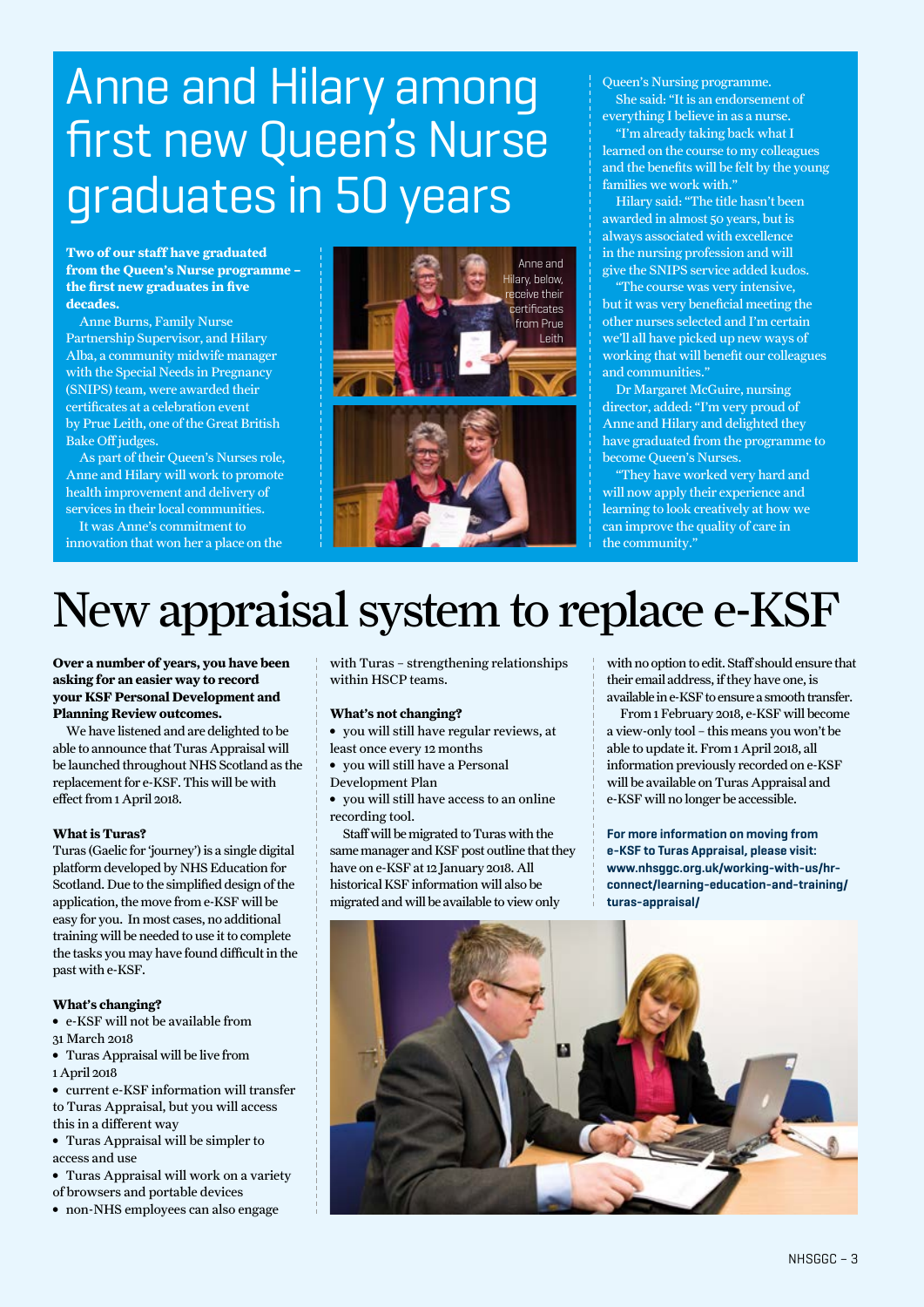# Anne and Hilary among first new Queen's Nurse graduates in 50 years

**Two of our staff have graduated from the Queen's Nurse programme – the first new graduates in five decades.**

Anne Burns, Family Nurse Partnership Supervisor, and Hilary Alba, a community midwife manager with the Special Needs in Pregnancy (SNIPS) team, were awarded their certificates at a celebration event by Prue Leith, one of the Great British Bake Off judges.

As part of their Queen's Nurses role, Anne and Hilary will work to promote health improvement and delivery of services in their local communities.

It was Anne's commitment to innovation that won her a place on the Queen's Nursing programme.

She said: "It is an endorsement of everything I believe in as a nurse.

"I'm already taking back what I learned on the course to my colleagues and the benefits will be felt by the young families we work with."

Hilary said: "The title hasn't been awarded in almost 50 years, but is always associated with excellence in the nursing profession and will give the SNIPS service added kudos.

"The course was very intensive, but it was very beneficial meeting the other nurses selected and I'm certain we'll all have picked up new ways of working that will benefit our colleagues and communities."

Dr Margaret McGuire, nursing director, added: "I'm very proud of Anne and Hilary and delighted they have graduated from the programme to become Queen's Nurses.

"They have worked very hard and will now apply their experience and learning to look creatively at how we can improve the quality of care in the community."

Anne and Hilary, below, receive their certificates from Prue Leith

# New appraisal system to replace e-KSF

**Over a number of years, you have been asking for an easier way to record your KSF Personal Development and Planning Review outcomes.**

We have listened and are delighted to be able to announce that Turas Appraisal will be launched throughout NHS Scotland as the replacement for e-KSF. This will be with effect from 1 April 2018.

### What is Turas?

Turas (Gaelic for 'journey') is a single digital platform developed by NHS Education for Scotland. Due to the simplified design of the application, the move from e-KSF will be easy for you. In most cases, no additional training will be needed to use it to complete the tasks you may have found difficult in the past with e-KSF.

### What's changing?

- e-KSF will not be available from 31 March 2018
- Turas Appraisal will be live from 1 April 2018
- current e-KSF information will transfer to Turas Appraisal, but you will access this in a different way
- Turas Appraisal will be simpler to access and use
- Turas Appraisal will work on a variety of browsers and portable devices
- non-NHS employees can also engage with Turas – strengthening relationships within HSCP teams.

### What's not changing?

- you will still have regular reviews, at least once every 12 months
- you will still have a Personal Development Plan
- you will still have access to an online recording tool.

Staff will be migrated to Turas with the same manager and KSF post outline that they have on e-KSF at 12 January 2018. All historical KSF information will also be migrated and will be available to view only with no option to edit. Staff should ensure that their email address, if they have one, is available in e-KSF to ensure a smooth transfer.

From 1 February 2018, e-KSF will become a view-only tool – this means you won't be able to update it. From 1 April 2018, all information previously recorded on e-KSF will be available on Turas Appraisal and e-KSF will no longer be accessible.

**For more information on moving from e-KSF to Turas Appraisal, please visit: www.nhsggc.org.uk/working-with-us/hr-connect/learning-education-and-training/turas-appraisal/**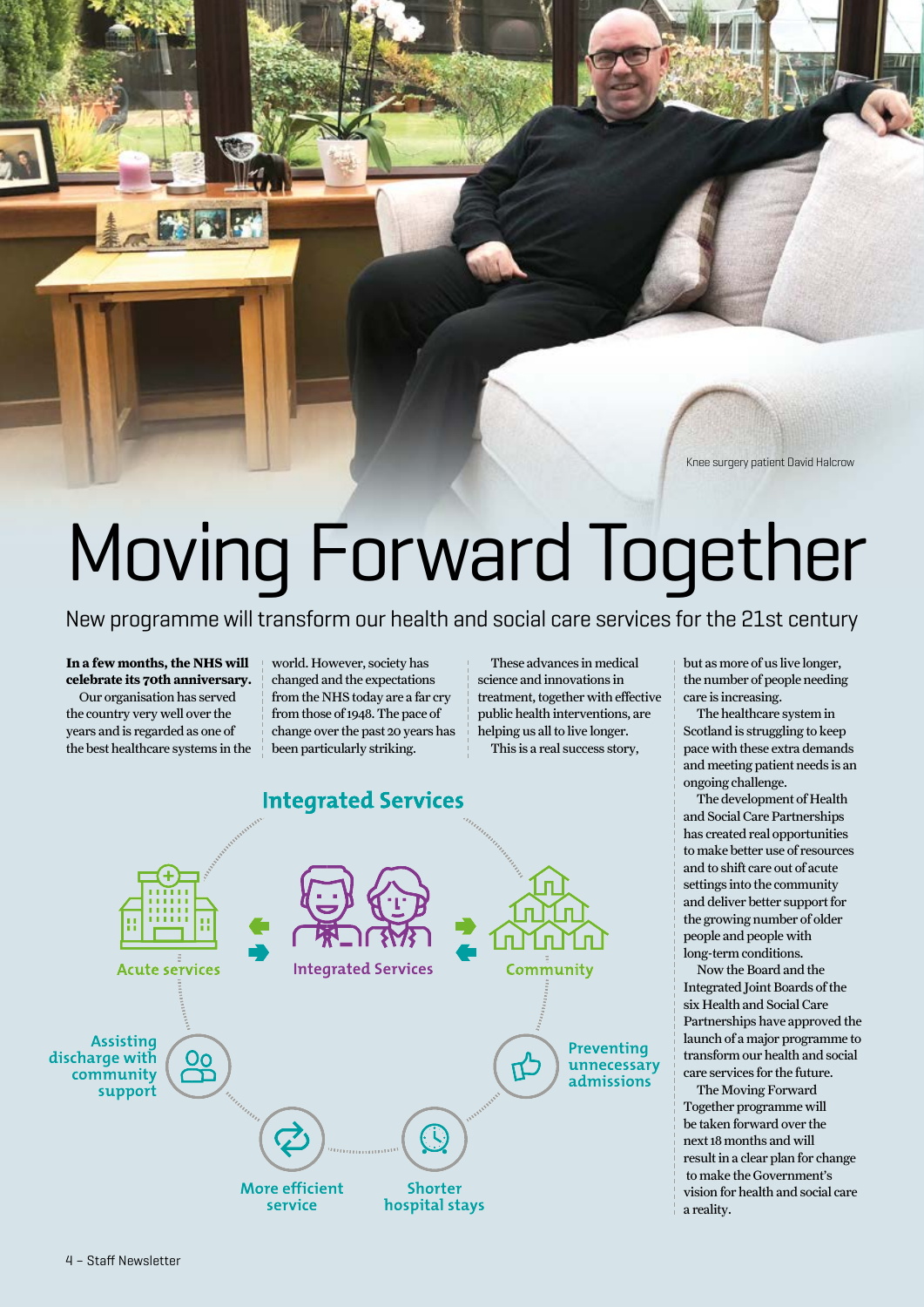Knee surgery patient David Halcrow

# Moving Forward Together

## New programme will transform our health and social care services for the 21st century

**In a few months, the NHS will celebrate its 70th anniversary.**

Our organisation has served the country very well over the years and is regarded as one of the best healthcare systems in the world. However, society has changed and the expectations from the NHS today are a far cry from those of 1948. The pace of change over the past 20 years has been particularly striking.

These advances in medical science and innovations in treatment, together with effective public health interventions, are helping us all to live longer.

This is a real success story, but as more of us live longer, the number of people needing care is increasing.

The healthcare system in Scotland is struggling to keep pace with these extra demands and meeting patient needs is an ongoing challenge.

The development of Health and Social Care Partnerships has created real opportunities to make better use of resources and to shift care out of acute settings into the community and deliver better support for the growing number of older people and people with long-term conditions.

Now the Board and the Integrated Joint Boards of the six Health and Social Care Partnerships have approved the launch of a major programme to transform our health and social care services for the future.

The Moving Forward Together programme will be taken forward over the next 18 months and will result in a clear plan for change to make the Government's vision for health and social care a reality.

**Integrated Services**

- Acute services
- Integrated Services
- Community
- Preventing unnecessary admissions
- Shorter hospital stays
- More efficient service
- Assisting discharge with community support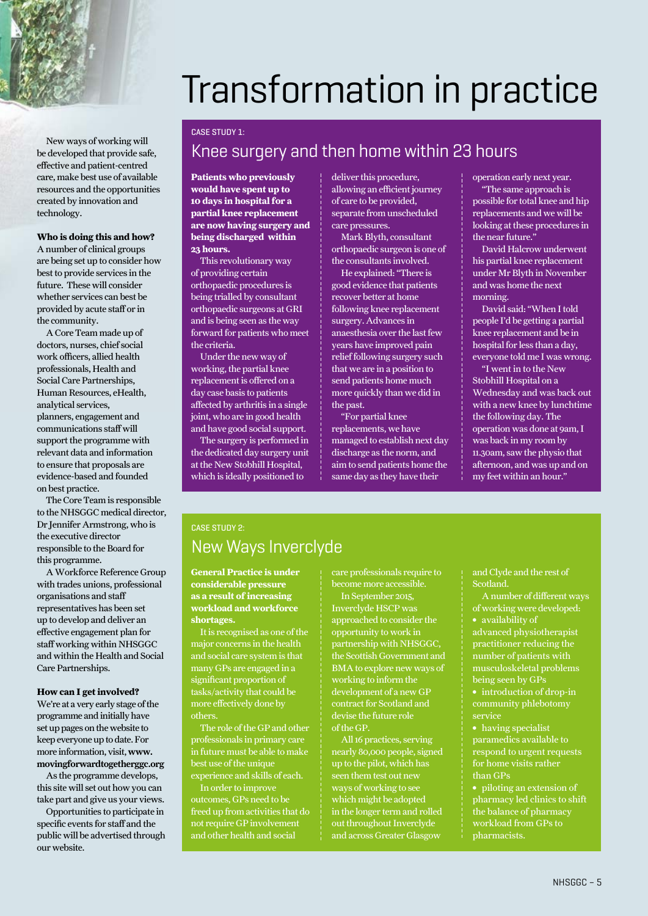# Transformation in practice

New ways of working will be developed that provide safe, effective and patient-centred care, make best use of available resources and the opportunities created by innovation and technology.

**Who is doing this and how?**

A number of clinical groups are being set up to consider how best to provide services in the future. These will consider whether services can best be provided by acute staff or in the community.

A Core Team made up of doctors, nurses, chief social work officers, allied health professionals, Health and Social Care Partnerships, Human Resources, eHealth, analytical services, planners, engagement and communications staff will support the programme with relevant data and information to ensure that proposals are evidence-based and founded on best practice.

The Core Team is responsible to the NHSGGC medical director, Dr Jennifer Armstrong, who is the executive director responsible to the Board for this programme.

A Workforce Reference Group with trades unions, professional organisations and staff representatives has been set up to develop and deliver an effective engagement plan for staff working within NHSGGC and within the Health and Social Care Partnerships.

**How can I get involved?**

We're at a very early stage of the programme and initially have set up pages on the website to keep everyone up to date. For more information, visit, **www.movingforwardtogetherggc.org**

As the programme develops, this site will set out how you can take part and give us your views.

Opportunities to participate in specific events for staff and the public will be advertised through our website.

CASE STUDY 1:

## Knee surgery and then home within 23 hours

**Patients who previously would have spent up to 10 days in hospital for a partial knee replacement are now having surgery and being discharged within 23 hours.**

This revolutionary way of providing certain orthopaedic procedures is being trialled by consultant orthopaedic surgeons at GRI and is being seen as the way forward for patients who meet the criteria.

Under the new way of working, the partial knee replacement is offered on a day case basis to patients affected by arthritis in a single joint, who are in good health and have good social support.

The surgery is performed in the dedicated day surgery unit at the New Stobhill Hospital, which is ideally positioned to deliver this procedure, allowing an efficient journey of care to be provided, separate from unscheduled care pressures.

Mark Blyth, consultant orthopaedic surgeon is one of the consultants involved.

He explained: "There is good evidence that patients recover better at home following knee replacement surgery. Advances in anaesthesia over the last few years have improved pain relief following surgery such that we are in a position to send patients home much more quickly than we did in the past.

"For partial knee replacements, we have managed to establish next day discharge as the norm, and aim to send patients home the same day as they have their operation early next year.

"The same approach is possible for total knee and hip replacements and we will be looking at these procedures in the near future."

David Halcrow underwent his partial knee replacement under Mr Blyth in November and was home the next morning.

David said: "When I told people I'd be getting a partial knee replacement and be in hospital for less than a day, everyone told me I was wrong.

"I went in to the New Stobhill Hospital on a Wednesday and was back out with a new knee by lunchtime the following day. The operation was done at 9am, I was back in my room by 11.30am, saw the physio that afternoon, and was up and on my feet within an hour."

CASE STUDY 2:

## New Ways Inverclyde

**General Practice is under considerable pressure as a result of increasing workload and workforce shortages.**

It is recognised as one of the major concerns in the health and social care system is that many GPs are engaged in a significant proportion of tasks/activity that could be more effectively done by others.

The role of the GP and other professionals in primary care in future must be able to make best use of the unique experience and skills of each.

In order to improve outcomes, GPs need to be freed up from activities that do not require GP involvement and other health and social care professionals require to become more accessible.

In September 2015, Inverclyde HSCP was approached to consider the opportunity to work in partnership with NHSGGC, the Scottish Government and BMA to explore new ways of working to inform the development of a new GP contract for Scotland and devise the future role of the GP.

All 16 practices, serving nearly 80,000 people, signed up to the pilot, which has seen them test out new ways of working to see which might be adopted in the longer term and rolled out throughout Inverclyde and across Greater Glasgow and Clyde and the rest of Scotland.

A number of different ways of working were developed:

- availability of advanced physiotherapist practitioner reducing the number of patients with musculoskeletal problems being seen by GPs
- introduction of drop-in community phlebotomy service
- having specialist paramedics available to respond to urgent requests for home visits rather than GPs
- piloting an extension of pharmacy led clinics to shift the balance of pharmacy workload from GPs to pharmacists.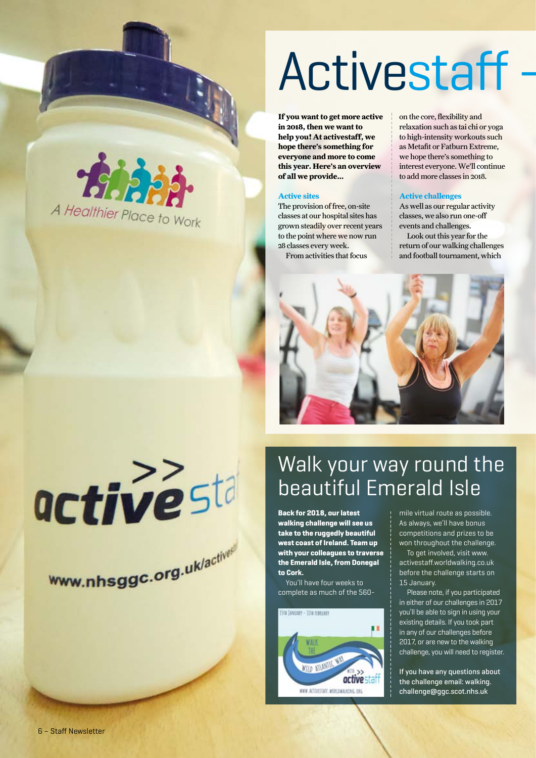# Activestaff –

**If you want to get more active in 2018, then we want to help you! At activestaff, we hope there's something for everyone and more to come this year. Here's an overview of all we provide...**

### Active sites

The provision of free, on-site classes at our hospital sites has grown steadily over recent years to the point where we now run 28 classes every week.

From activities that focus on the core, flexibility and relaxation such as tai chi or yoga to high-intensity workouts such as Metafit or Fatburn Extreme, we hope there's something to interest everyone. We'll continue to add more classes in 2018.

### Active challenges

As well as our regular activity classes, we also run one-off events and challenges.

Look out this year for the return of our walking challenges and football tournament, which

## Walk your way round the beautiful Emerald Isle

**Back for 2018, our latest walking challenge will see us take to the ruggedly beautiful west coast of Ireland. Team up with your colleagues to traverse the Emerald Isle, from Donegal to Cork.**

You'll have four weeks to complete as much of the 560-mile virtual route as possible. As always, we'll have bonus competitions and prizes to be won throughout the challenge.

To get involved, visit www.activestaff.worldwalking.co.uk before the challenge starts on 15 January.

Please note, if you participated in either of our challenges in 2017 you'll be able to sign in using your existing details. If you took part in any of our challenges before 2017, or are new to the walking challenge, you will need to register.

If you have any questions about the challenge email: walking.challenge@ggc.scot.nhs.uk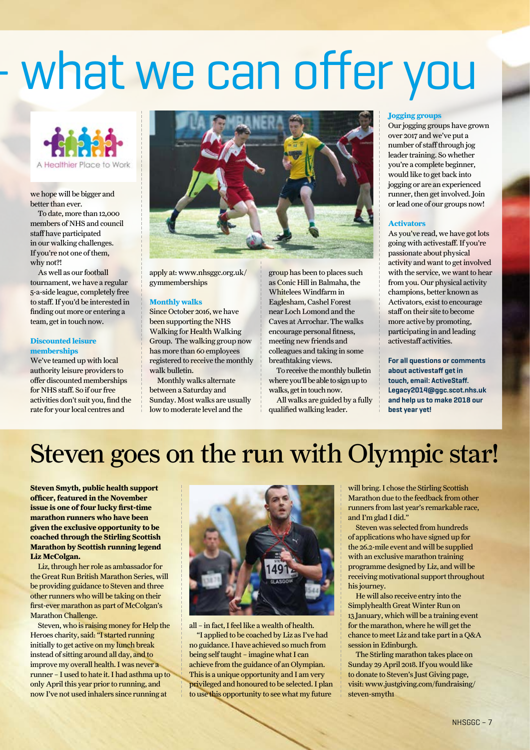# - what we can offer you

A Healthier Place to Work

we hope will be bigger and better than ever.

To date, more than 12,000 members of NHS and council staff have participated in our walking challenges. If you're not one of them, why not?!

As well as our football tournament, we have a regular 5-a-side league, completely free to staff. If you'd be interested in finding out more or entering a team, get in touch now.

### Discounted leisure memberships

We've teamed up with local authority leisure providers to offer discounted memberships for NHS staff. So if our free activities don't suit you, find the rate for your local centres and apply at: www.nhsggc.org.uk/gymmemberships

### Monthly walks

Since October 2016, we have been supporting the NHS Walking for Health Walking Group. The walking group now has more than 60 employees registered to receive the monthly walk bulletin.

Monthly walks alternate between a Saturday and Sunday. Most walks are usually low to moderate level and the group has been to places such as Conic Hill in Balmaha, the Whitelees Windfarm in Eaglesham, Cashel Forest near Loch Lomond and the Caves at Arrochar. The walks encourage personal fitness, meeting new friends and colleagues and taking in some breathtaking views.

To receive the monthly bulletin where you'll be able to sign up to walks, get in touch now.

All walks are guided by a fully qualified walking leader.

### Jogging groups

Our jogging groups have grown over 2017 and we've put a number of staff through jog leader training. So whether you're a complete beginner, would like to get back into jogging or are an experienced runner, then get involved. Join or lead one of our groups now!

### Activators

As you've read, we have got lots going with activestaff. If you're passionate about physical activity and want to get involved with the service, we want to hear from you. Our physical activity champions, better known as Activators, exist to encourage staff on their site to become more active by promoting, participating in and leading activestaff activities.

**For all questions or comments about activestaff get in touch, email: ActiveStaff.Legacy2014@ggc.scot.nhs.uk and help us to make 2018 our best year yet!**

# Steven goes on the run with Olympic star!

**Steven Smyth, public health support officer, featured in the November issue is one of four lucky first-time marathon runners who have been given the exclusive opportunity to be coached through the Stirling Scottish Marathon by Scottish running legend Liz McColgan.**

Liz, through her role as ambassador for the Great Run British Marathon Series, will be providing guidance to Steven and three other runners who will be taking on their first-ever marathon as part of McColgan's Marathon Challenge.

Steven, who is raising money for Help the Heroes charity, said: "I started running initially to get active on my lunch break instead of sitting around all day, and to improve my overall health. I was never a runner – I used to hate it. I had asthma up to only April this year prior to running, and now I've not used inhalers since running at all – in fact, I feel like a wealth of health.

"I applied to be coached by Liz as I've had no guidance. I have achieved so much from being self taught – imagine what I can achieve from the guidance of an Olympian. This is a unique opportunity and I am very privileged and honoured to be selected. I plan to use this opportunity to see what my future will bring. I chose the Stirling Scottish Marathon due to the feedback from other runners from last year's remarkable race, and I'm glad I did."

Steven was selected from hundreds of applications who have signed up for the 26.2-mile event and will be supplied with an exclusive marathon training programme designed by Liz, and will be receiving motivational support throughout his journey.

He will also receive entry into the Simplyhealth Great Winter Run on 13 January, which will be a training event for the marathon, where he will get the chance to meet Liz and take part in a Q&A session in Edinburgh.

The Stirling marathon takes place on Sunday 29 April 2018. If you would like to donate to Steven's Just Giving page, visit: www.justgiving.com/fundraising/steven-smyth1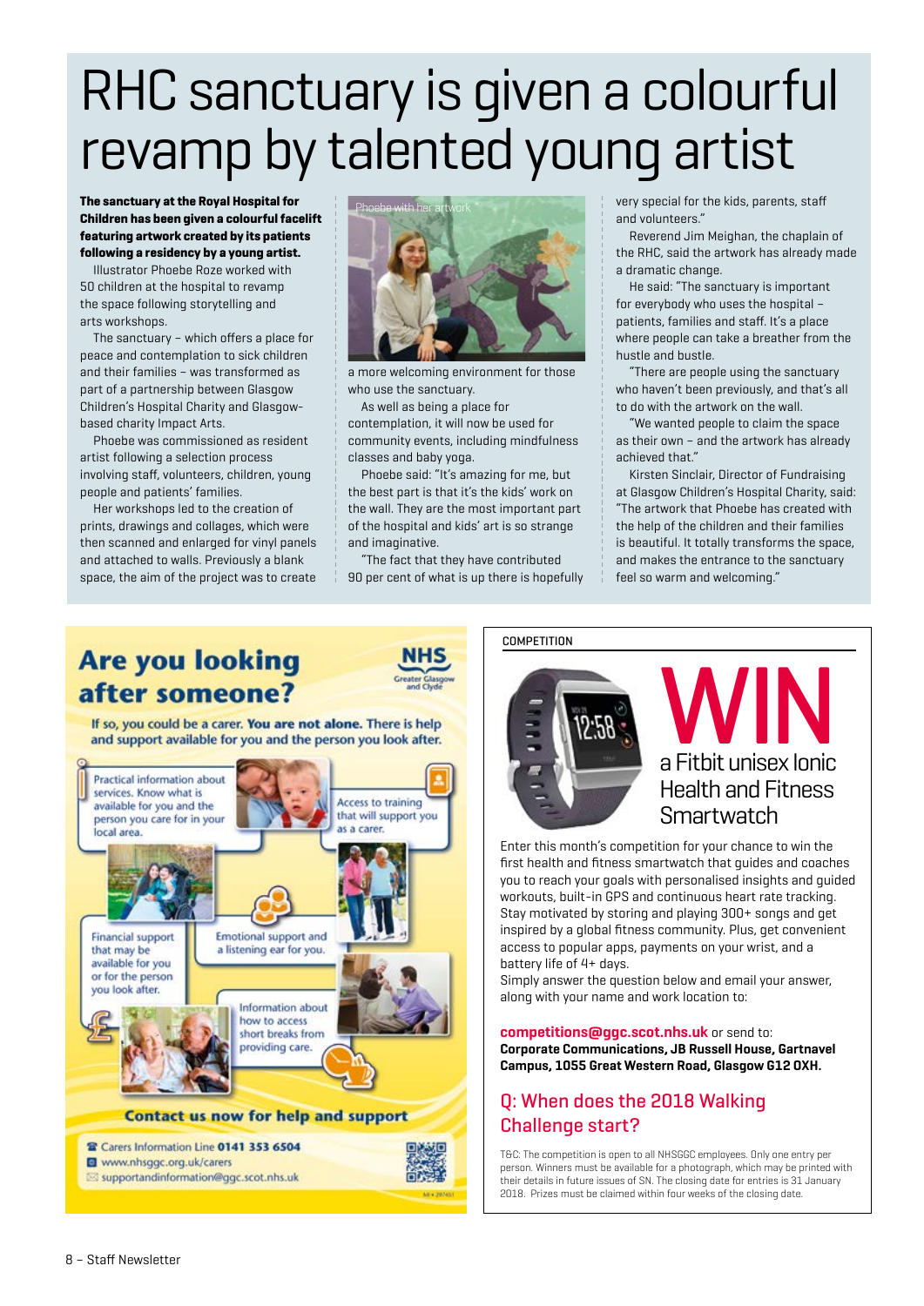# RHC sanctuary is given a colourful revamp by talented young artist

**The sanctuary at the Royal Hospital for Children has been given a colourful facelift featuring artwork created by its patients following a residency by a young artist.**

Illustrator Phoebe Roze worked with 50 children at the hospital to revamp the space following storytelling and arts workshops.

The sanctuary – which offers a place for peace and contemplation to sick children and their families – was transformed as part of a partnership between Glasgow Children's Hospital Charity and Glasgow-based charity Impact Arts.

Phoebe was commissioned as resident artist following a selection process involving staff, volunteers, children, young people and patients' families.

Her workshops led to the creation of prints, drawings and collages, which were then scanned and enlarged for acrylic panels and attached to walls. Previously a blank space, the aim of the project was to create a more welcoming environment for those who use the sanctuary.

Phoebe with her artwork

As well as being a place for contemplation, it will now be used for community events, including mindfulness classes and baby yoga.

Phoebe said: "It's amazing for me, but the best part is that it's the kids' work on the wall. They are the most important part of the hospital and kids' art is so strange and imaginative.

"The fact that they have contributed 90 per cent of what is up there is hopefully very special for the kids, parents, staff and volunteers."

Reverend Jim Meighan, the chaplain of the RHC, said the artwork has already made a dramatic change.

He said: "The sanctuary is important for everybody who uses the hospital – patients, families and staff. It's a place where people can take a breather from the hustle and bustle.

"There are people using the sanctuary who haven't been previously, and that's all to do with the artwork on the wall.

"We wanted people to claim the space as their own – and the artwork has already achieved that."

Kirsten Sinclair, Director of Fundraising at Glasgow Children's Hospital Charity, said: "The artwork that Phoebe has created with the help of the children and their families is beautiful. It totally transforms the space, and makes the entrance to the sanctuary feel so warm and welcoming."

## Are you looking after someone?

NHS Greater Glasgow and Clyde

If so, you could be a carer. **You are not alone.** There is help and support available for you and the person you look after.

- Practical information about services. Know what is available for you and the person you care for in your local area.
- Access to training that will support you as a carer.
- Financial support that may be available for you or for the person you look after.
- Emotional support and a listening ear for you.
- Information about how to access short breaks from providing care.

**Contact us now for help and support**

Carers Information Line **0141 353 6504**
www.nhsggc.org.uk/carers
supportandinformation@ggc.scot.nhs.uk

COMPETITION

# WIN

## a Fitbit unisex Ionic Health and Fitness Smartwatch

Enter this month's competition for your chance to win the first health and fitness smartwatch that guides and coaches you to reach your goals with personalised insights and guided workouts, built-in GPS and continuous heart rate tracking. Stay motivated by storing and playing 300+ songs and get inspired by a global fitness community. Plus, get convenient access to popular apps, payments on your wrist, and a battery life of 4+ days.

Simply answer the question below and email your answer, along with your name and work location to:

**competitions@ggc.scot.nhs.uk** or send to:
**Corporate Communications, JB Russell House, Gartnavel Campus, 1055 Great Western Road, Glasgow G12 0XH.**

### Q: When does the 2018 Walking Challenge start?

T&C: The competition is open to all NHSGGC employees. Only one entry per person. Winners must be available for a photograph, which may be printed with their details in future issues of SN. The closing date for entries is 31 January 2018. Prizes must be claimed within four weeks of the closing date.